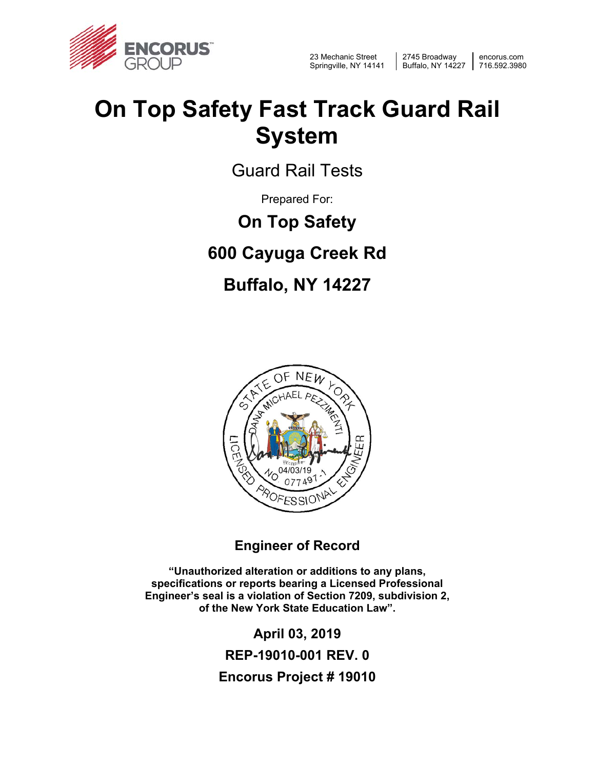ENCORUS™ GROUP

23 Mechanic Street
Springville, NY 14141

2745 Broadway
Buffalo, NY 14227

encorus.com
716.592.3980

# On Top Safety Fast Track Guard Rail System

## Guard Rail Tests

Prepared For:

**On Top Safety**

**600 Cayuga Creek Rd**

**Buffalo, NY 14227**

STATE OF NEW YORK
DANA MICHAEL PEZZIMENTI
LICENSED PROFESSIONAL ENGINEER
04/03/19
NO. 077497-1

**Engineer of Record**

**"Unauthorized alteration or additions to any plans, specifications or reports bearing a Licensed Professional Engineer's seal is a violation of Section 7209, subdivision 2, of the New York State Education Law".**

**April 03, 2019**

**REP-19010-001 REV. 0**

**Encorus Project # 19010**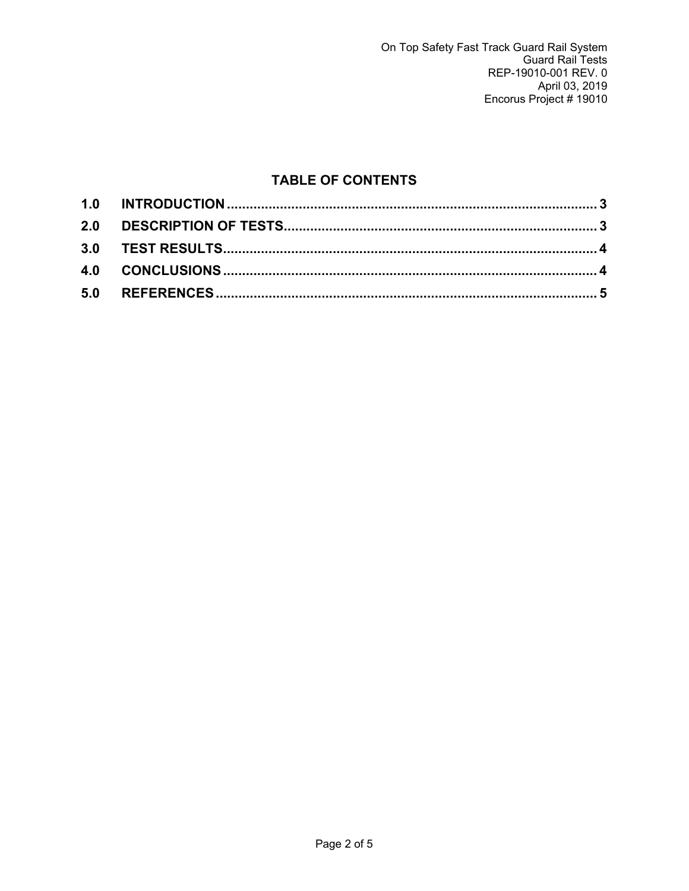## TABLE OF CONTENTS

| | | |
|---|---|---|
| **1.0** | **INTRODUCTION** | **3** |
| **2.0** | **DESCRIPTION OF TESTS** | **3** |
| **3.0** | **TEST RESULTS** | **4** |
| **4.0** | **CONCLUSIONS** | **4** |
| **5.0** | **REFERENCES** | **5** |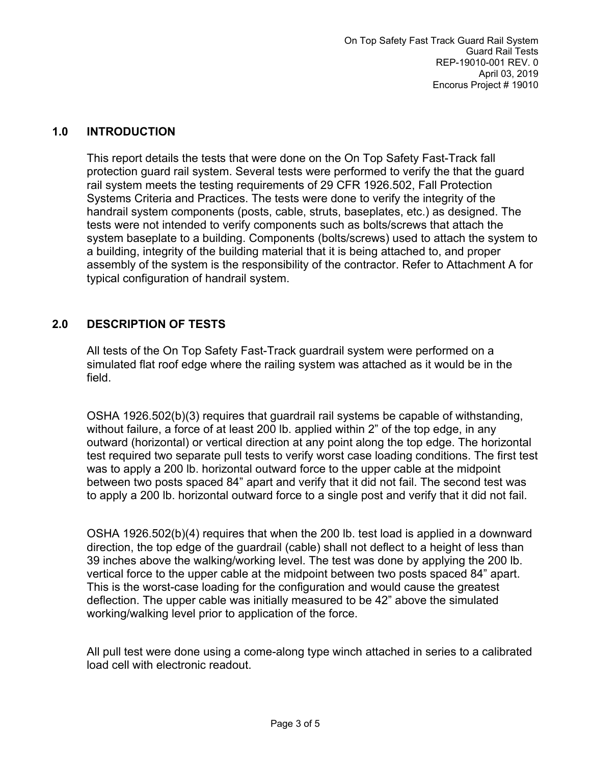## 1.0 INTRODUCTION

This report details the tests that were done on the On Top Safety Fast-Track fall protection guard rail system. Several tests were performed to verify the that the guard rail system meets the testing requirements of 29 CFR 1926.502, Fall Protection Systems Criteria and Practices. The tests were done to verify the integrity of the handrail system components (posts, cable, struts, baseplates, etc.) as designed. The tests were not intended to verify components such as bolts/screws that attach the system baseplate to a building. Components (bolts/screws) used to attach the system to a building, integrity of the building material that it is being attached to, and proper assembly of the system is the responsibility of the contractor. Refer to Attachment A for typical configuration of handrail system.

## 2.0 DESCRIPTION OF TESTS

All tests of the On Top Safety Fast-Track guardrail system were performed on a simulated flat roof edge where the railing system was attached as it would be in the field.

OSHA 1926.502(b)(3) requires that guardrail rail systems be capable of withstanding, without failure, a force of at least 200 lb. applied within 2" of the top edge, in any outward (horizontal) or vertical direction at any point along the top edge. The horizontal test required two separate pull tests to verify worst case loading conditions. The first test was to apply a 200 lb. horizontal outward force to the upper cable at the midpoint between two posts spaced 84" apart and verify that it did not fail. The second test was to apply a 200 lb. horizontal outward force to a single post and verify that it did not fail.

OSHA 1926.502(b)(4) requires that when the 200 lb. test load is applied in a downward direction, the top edge of the guardrail (cable) shall not deflect to a height of less than 39 inches above the walking/working level. The test was done by applying the 200 lb. vertical force to the upper cable at the midpoint between two posts spaced 84" apart. This is the worst-case loading for the configuration and would cause the greatest deflection. The upper cable was initially measured to be 42" above the simulated working/walking level prior to application of the force.

All pull test were done using a come-along type winch attached in series to a calibrated load cell with electronic readout.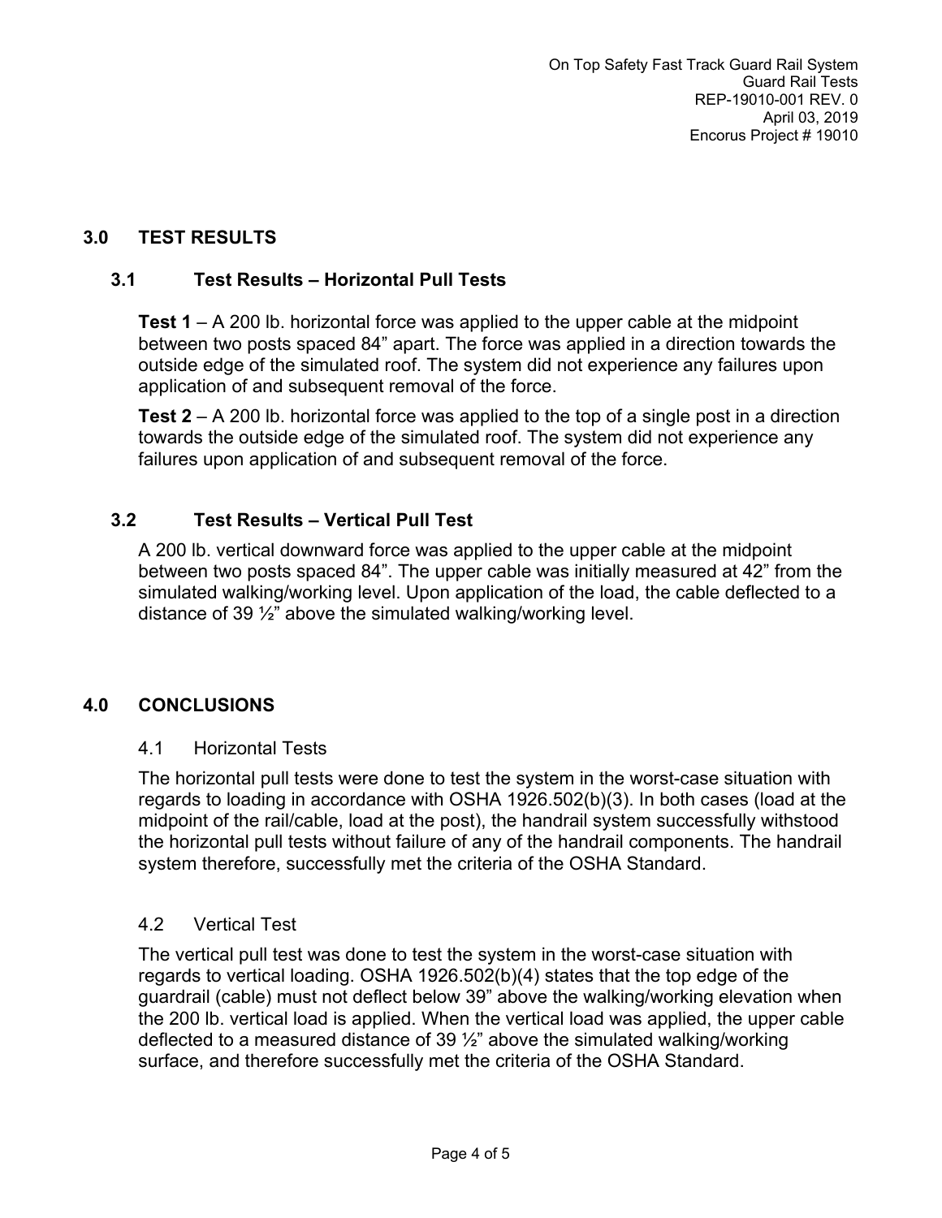## 3.0 TEST RESULTS

### 3.1 Test Results – Horizontal Pull Tests

**Test 1** – A 200 lb. horizontal force was applied to the upper cable at the midpoint between two posts spaced 84” apart. The force was applied in a direction towards the outside edge of the simulated roof. The system did not experience any failures upon application of and subsequent removal of the force.

**Test 2** – A 200 lb. horizontal force was applied to the top of a single post in a direction towards the outside edge of the simulated roof. The system did not experience any failures upon application of and subsequent removal of the force.

### 3.2 Test Results – Vertical Pull Test

A 200 lb. vertical downward force was applied to the upper cable at the midpoint between two posts spaced 84”. The upper cable was initially measured at 42” from the simulated walking/working level. Upon application of the load, the cable deflected to a distance of 39 ½” above the simulated walking/working level.

## 4.0 CONCLUSIONS

### 4.1 Horizontal Tests

The horizontal pull tests were done to test the system in the worst-case situation with regards to loading in accordance with OSHA 1926.502(b)(3). In both cases (load at the midpoint of the rail/cable, load at the post), the handrail system successfully withstood the horizontal pull tests without failure of any of the handrail components. The handrail system therefore, successfully met the criteria of the OSHA Standard.

### 4.2 Vertical Test

The vertical pull test was done to test the system in the worst-case situation with regards to vertical loading. OSHA 1926.502(b)(4) states that the top edge of the guardrail (cable) must not deflect below 39” above the walking/working elevation when the 200 lb. vertical load is applied. When the vertical load was applied, the upper cable deflected to a measured distance of 39 ½” above the simulated walking/working surface, and therefore successfully met the criteria of the OSHA Standard.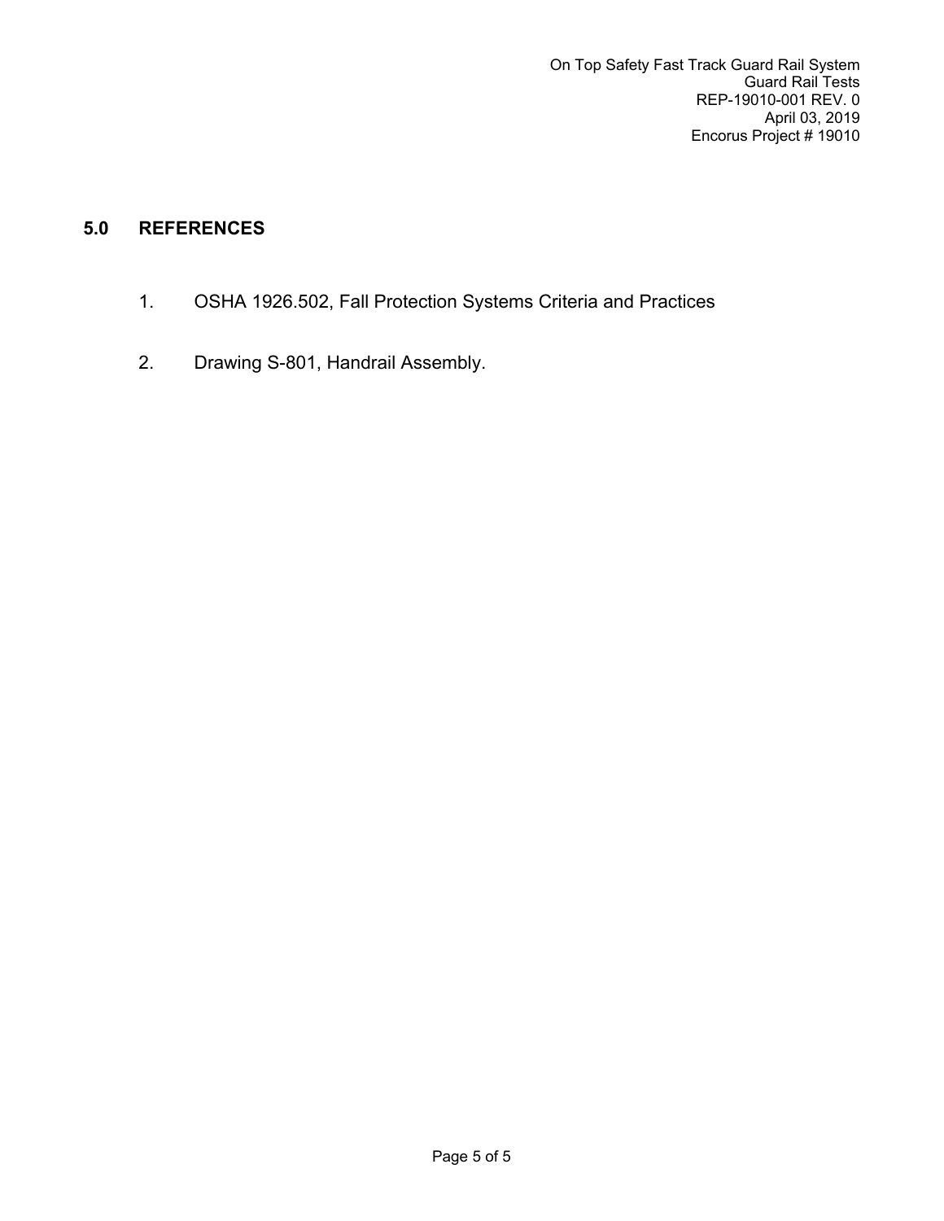## 5.0 REFERENCES

1. OSHA 1926.502, Fall Protection Systems Criteria and Practices

2. Drawing S-801, Handrail Assembly.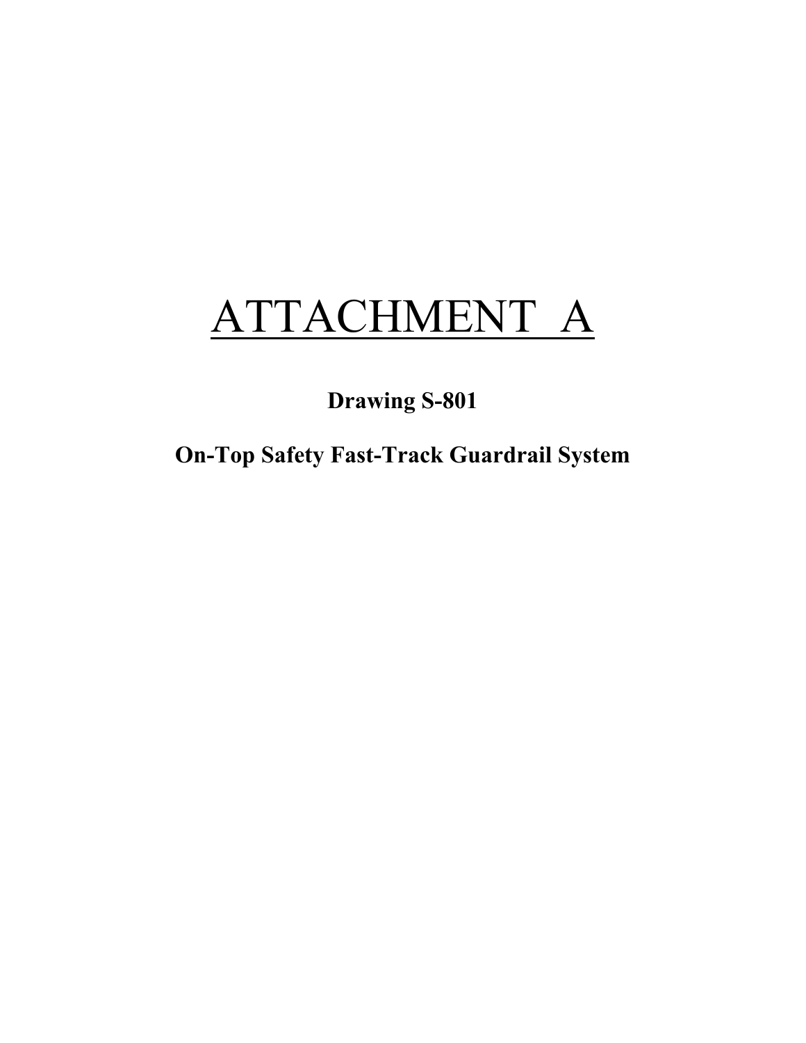# ATTACHMENT A

**Drawing S-801**

**On-Top Safety Fast-Track Guardrail System**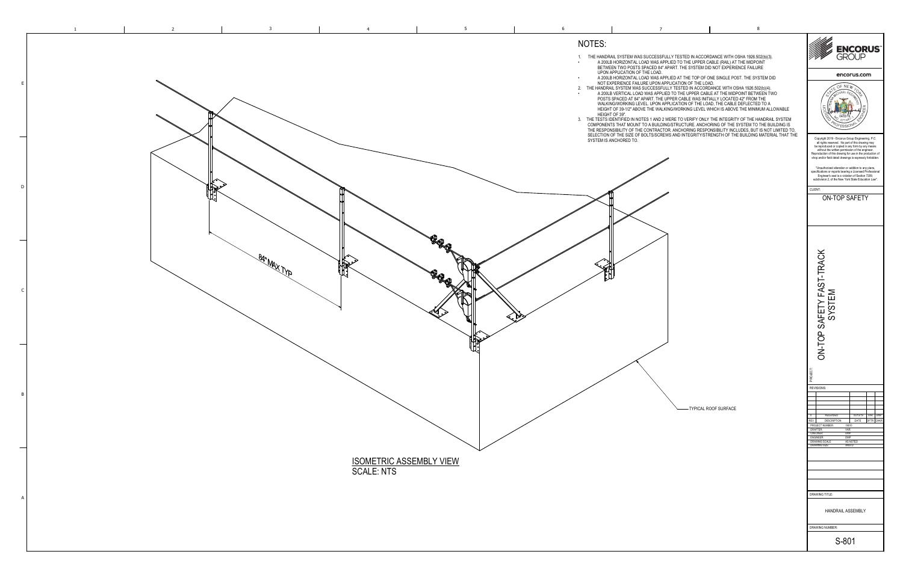## NOTES:

1. THE HANDRAIL SYSTEM WAS SUCCESSFULLY TESTED IN ACCORDANCE WITH OSHA 1926.502(b)(3).
   - A 200LB HORIZONTAL LOAD WAS APPLIED TO THE UPPER CABLE (RAIL) AT THE MIDPOINT BETWEEN TWO POSTS SPACED 84" APART. THE SYSTEM DID NOT EXPERIENCE FAILURE UPON APPLICATION OF THE LOAD.
   - A 200LB HORIZONTAL LOAD WAS APPLIED AT THE TOP OF ONE SINGLE POST. THE SYSTEM DID NOT EXPERIENCE FAILURE UPON APPLICATION OF THE LOAD.
2. THE HANDRAIL SYSTEM WAS SUCCESSFULLY TESTED IN ACCORDANCE WITH OSHA 1926.502(b)(4).
   - A 200LB VERTICAL LOAD WAS APPLIED TO THE UPPER CABLE AT THE MIDPOINT BETWEEN TWO POSTS SPACED AT 84" APART. THE UPPER CABLE WAS INITIALLY LOCATED 42" FROM THE WALKING/WORKING LEVEL. UPON APPLICATION OF THE LOAD, THE CABLE DEFLECTED TO A HEIGHT OF 39-1/2" ABOVE THE WALKING/WORKING LEVEL WHICH IS ABOVE THE MINIMUM ALLOWABLE HEIGHT OF 39".
3. THE TESTS IDENTIFIED IN NOTES 1 AND 2 WERE TO VERIFY ONLY THE INTEGRITY OF THE HANDRAIL SYSTEM COMPONENTS THAT MOUNT TO A BUILDING/STRUCTURE. ANCHORING OF THE SYSTEM TO THE BUILDING IS THE RESPONSIBILITY OF THE CONTRACTOR. ANCHORING RESPONSIBILITY INCLUDES, BUT IS NOT LIMITED TO, SELECTION OF THE SIZE OF BOLTS/SCREWS AND INTEGRITY/STRENGTH OF THE BUILDING MATERIAL THAT THE SYSTEM IS ANCHORED TO.

84" MAX TYP

TYPICAL ROOF SURFACE

## ISOMETRIC ASSEMBLY VIEW
SCALE: NTS

ENCORUS GROUP

encorus.com

Copyright 2019 - Encorus Group Engineering, P.C. all rights reserved. No part of this drawing may be reproduced or copied in any form by any means without the written permission of the engineer. Reproduction of this drawing for use in the production of shop and/or field detail drawings is expressly forbidden.

"Unauthorized alteration or addition to any plans, specifications or reports bearing a Licensed Professional Engineer's seal is a violation of Section 7209, subdivision 2, of the New York State Education Law"

CLIENT:

ON-TOP SAFETY

PROJECT:

ON-TOP SAFETY FAST-TRACK SYSTEM

REVISIONS:

| REV | DESCRIPTION | DATE | DFTR | CHKR |
|---|---|---|---|---|
| 0 | ISSUED/AS | 02/15/19 | VAK | DWP |

PROJECT NUMBER: 19010
DRAFTER: VAK
CHECKER: DWP
ENGINEER: DWP
DRAWING SCALE: AS NOTED
DRAWING SIZE: ANSI D

DRAWING TITLE:

HANDRAIL ASSEMBLY

DRAWING NUMBER:

S-801